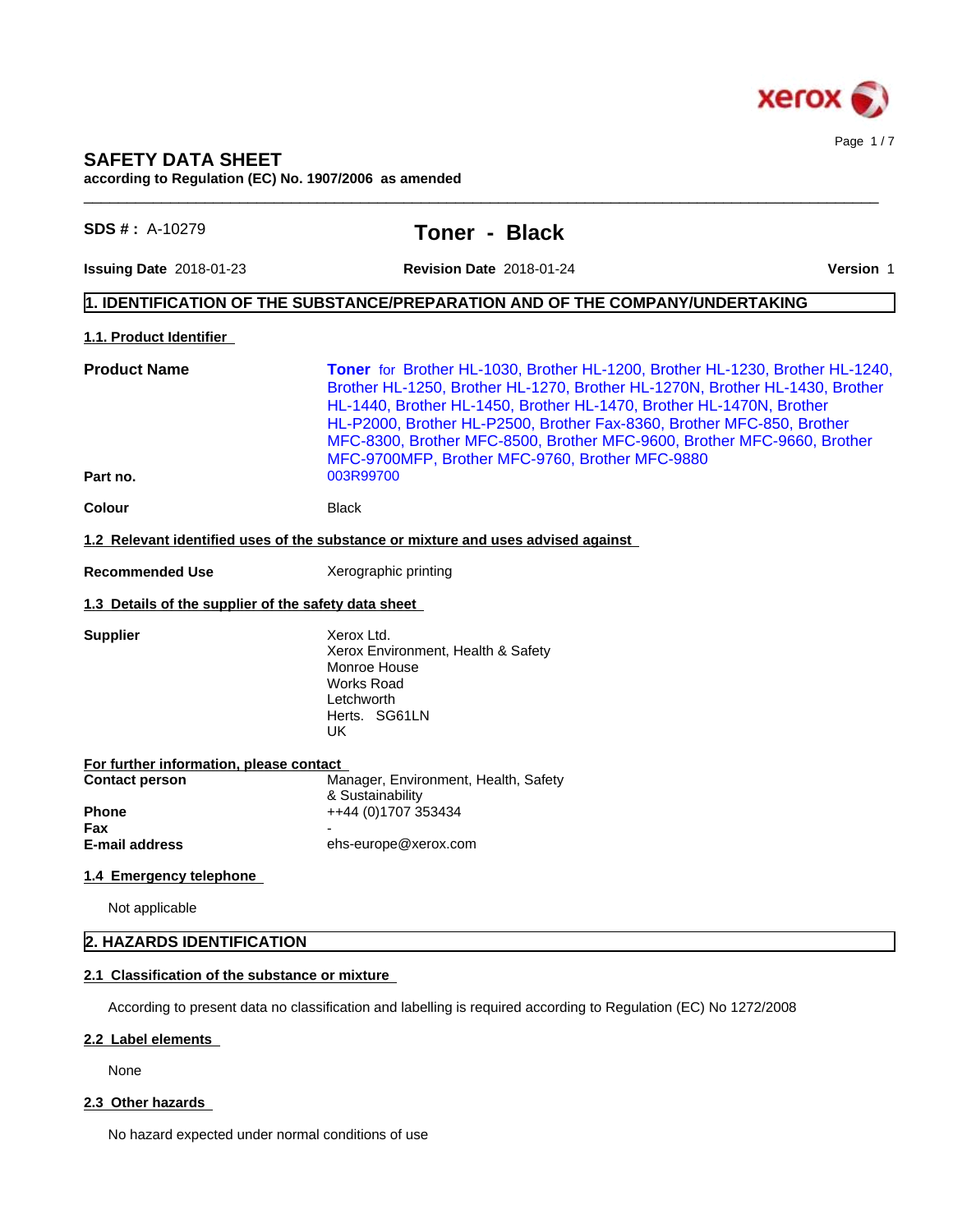# SAFETY DATA SHEET

**according to Regulation (EC) No. 1907/2006 as amended**

**SDS # :** A-10279

## Toner - Black

**Issuing Date** 2018-01-23 **Revision Date** 2018-01-24 **Version** 1

## 1. IDENTIFICATION OF THE SUBSTANCE/PREPARATION AND OF THE COMPANY/UNDERTAKING

### 1.1. Product Identifier

**Product Name** **Toner** for Brother HL-1030, Brother HL-1200, Brother HL-1230, Brother HL-1240, Brother HL-1250, Brother HL-1270, Brother HL-1270N, Brother HL-1430, Brother HL-1440, Brother HL-1450, Brother HL-1470, Brother HL-1470N, Brother HL-P2000, Brother HL-P2500, Brother Fax-8360, Brother MFC-850, Brother MFC-8300, Brother MFC-8500, Brother MFC-9600, Brother MFC-9660, Brother MFC-9700MFP, Brother MFC-9760, Brother MFC-9880

**Part no.** 003R99700

**Colour** Black

### 1.2 Relevant identified uses of the substance or mixture and uses advised against

**Recommended Use** Xerographic printing

### 1.3 Details of the supplier of the safety data sheet

**Supplier**
Xerox Ltd.
Xerox Environment, Health & Safety
Monroe House
Works Road
Letchworth
Herts. SG61LN
UK

**For further information, please contact**

**Contact person** Manager, Environment, Health, Safety & Sustainability

**Phone** ++44 (0)1707 353434

**Fax** -

**E-mail address** ehs-europe@xerox.com

### 1.4 Emergency telephone

Not applicable

## 2. HAZARDS IDENTIFICATION

### 2.1 Classification of the substance or mixture

According to present data no classification and labelling is required according to Regulation (EC) No 1272/2008

### 2.2 Label elements

None

### 2.3 Other hazards

No hazard expected under normal conditions of use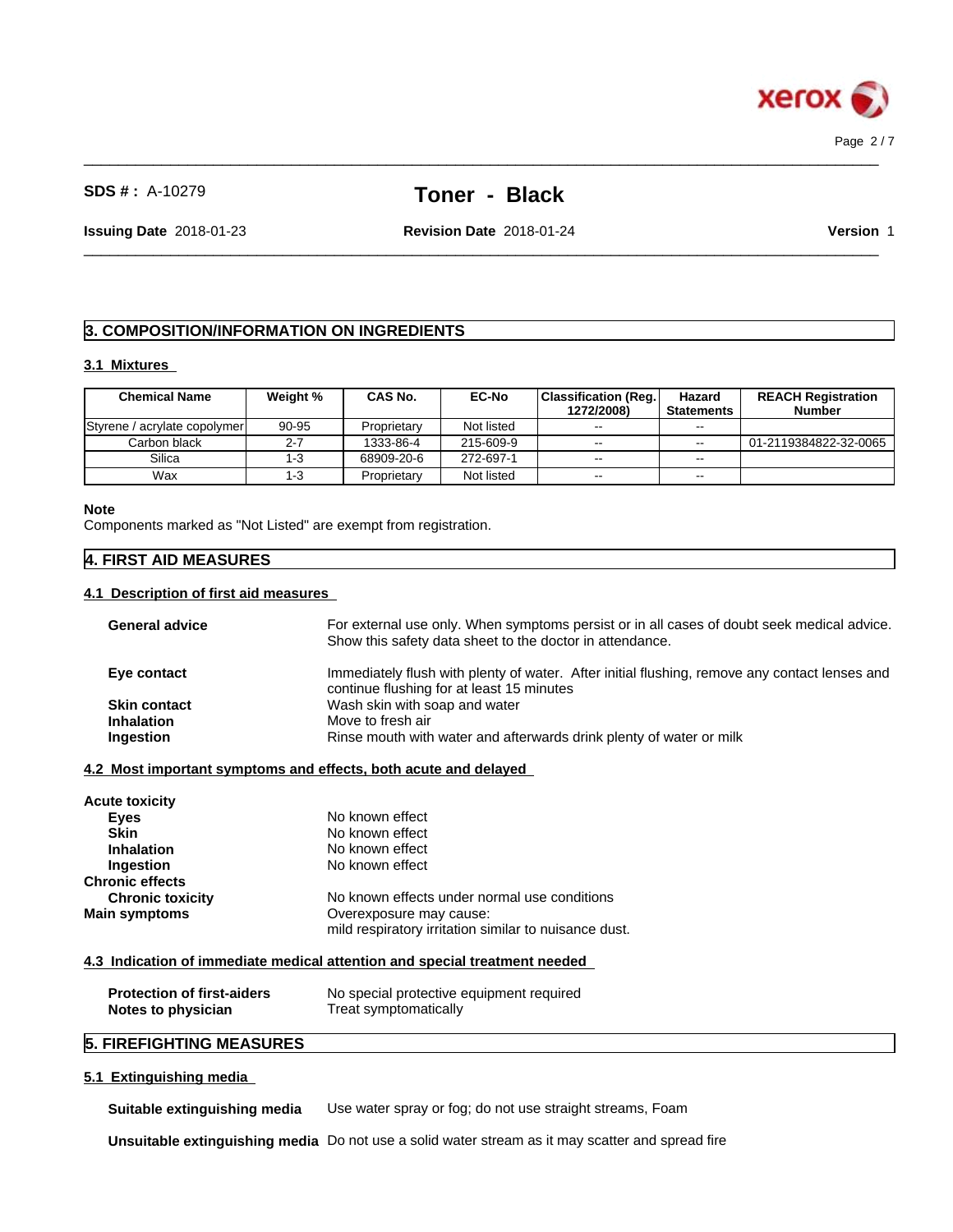## 3. COMPOSITION/INFORMATION ON INGREDIENTS

### 3.1 Mixtures

| Chemical Name | Weight % | CAS No. | EC-No | Classification (Reg. 1272/2008) | Hazard Statements | REACH Registration Number |
|---|---|---|---|---|---|---|
| Styrene / acrylate copolymer | 90-95 | Proprietary | Not listed | -- | -- | |
| Carbon black | 2-7 | 1333-86-4 | 215-609-9 | -- | -- | 01-2119384822-32-0065 |
| Silica | 1-3 | 68909-20-6 | 272-697-1 | -- | -- | |
| Wax | 1-3 | Proprietary | Not listed | -- | -- | |

**Note**
Components marked as "Not Listed" are exempt from registration.

## 4. FIRST AID MEASURES

### 4.1 Description of first aid measures

**General advice** — For external use only. When symptoms persist or in all cases of doubt seek medical advice. Show this safety data sheet to the doctor in attendance.

**Eye contact** — Immediately flush with plenty of water. After initial flushing, remove any contact lenses and continue flushing for at least 15 minutes

**Skin contact** — Wash skin with soap and water

**Inhalation** — Move to fresh air

**Ingestion** — Rinse mouth with water and afterwards drink plenty of water or milk

### 4.2 Most important symptoms and effects, both acute and delayed

**Acute toxicity**

- **Eyes** — No known effect
- **Skin** — No known effect
- **Inhalation** — No known effect
- **Ingestion** — No known effect

**Chronic effects**

- **Chronic toxicity** — No known effects under normal use conditions

**Main symptoms** — Overexposure may cause:
mild respiratory irritation similar to nuisance dust.

### 4.3 Indication of immediate medical attention and special treatment needed

**Protection of first-aiders** — No special protective equipment required

**Notes to physician** — Treat symptomatically

## 5. FIREFIGHTING MEASURES

### 5.1 Extinguishing media

**Suitable extinguishing media** — Use water spray or fog; do not use straight streams, Foam

**Unsuitable extinguishing media** — Do not use a solid water stream as it may scatter and spread fire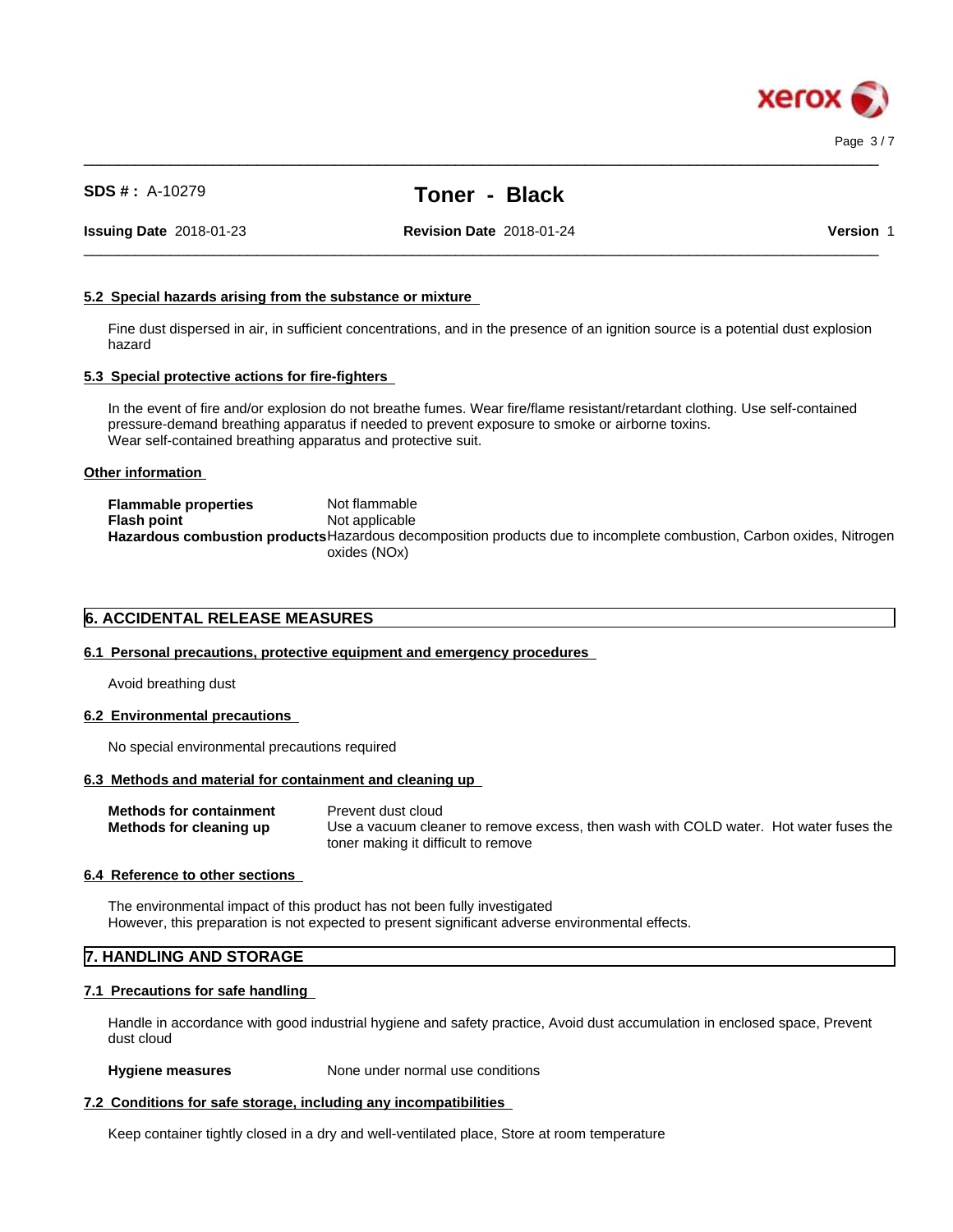### 5.2 Special hazards arising from the substance or mixture

Fine dust dispersed in air, in sufficient concentrations, and in the presence of an ignition source is a potential dust explosion hazard

### 5.3 Special protective actions for fire-fighters

In the event of fire and/or explosion do not breathe fumes. Wear fire/flame resistant/retardant clothing. Use self-contained pressure-demand breathing apparatus if needed to prevent exposure to smoke or airborne toxins.
Wear self-contained breathing apparatus and protective suit.

### Other information

| | |
|---|---|
| **Flammable properties** | Not flammable |
| **Flash point** | Not applicable |
| **Hazardous combustion products** | Hazardous decomposition products due to incomplete combustion, Carbon oxides, Nitrogen oxides (NOx) |

## 6. ACCIDENTAL RELEASE MEASURES

### 6.1 Personal precautions, protective equipment and emergency procedures

Avoid breathing dust

### 6.2 Environmental precautions

No special environmental precautions required

### 6.3 Methods and material for containment and cleaning up

| | |
|---|---|
| **Methods for containment** | Prevent dust cloud |
| **Methods for cleaning up** | Use a vacuum cleaner to remove excess, then wash with COLD water. Hot water fuses the toner making it difficult to remove |

### 6.4 Reference to other sections

The environmental impact of this product has not been fully investigated
However, this preparation is not expected to present significant adverse environmental effects.

## 7. HANDLING AND STORAGE

### 7.1 Precautions for safe handling

Handle in accordance with good industrial hygiene and safety practice, Avoid dust accumulation in enclosed space, Prevent dust cloud

**Hygiene measures** None under normal use conditions

### 7.2 Conditions for safe storage, including any incompatibilities

Keep container tightly closed in a dry and well-ventilated place, Store at room temperature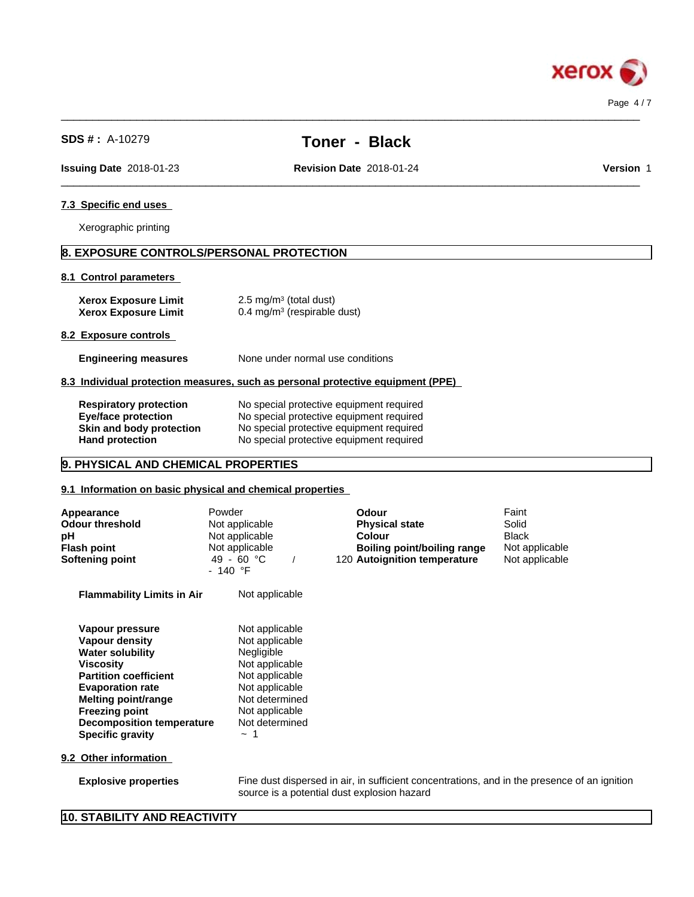### 7.3 Specific end uses

Xerographic printing

## 8. EXPOSURE CONTROLS/PERSONAL PROTECTION

### 8.1 Control parameters

| | |
|---|---|
| **Xerox Exposure Limit** | 2.5 mg/m³ (total dust) |
| **Xerox Exposure Limit** | 0.4 mg/m³ (respirable dust) |

### 8.2 Exposure controls

| | |
|---|---|
| **Engineering measures** | None under normal use conditions |

### 8.3 Individual protection measures, such as personal protective equipment (PPE)

| | |
|---|---|
| **Respiratory protection** | No special protective equipment required |
| **Eye/face protection** | No special protective equipment required |
| **Skin and body protection** | No special protective equipment required |
| **Hand protection** | No special protective equipment required |

## 9. PHYSICAL AND CHEMICAL PROPERTIES

### 9.1 Information on basic physical and chemical properties

| | | | |
|---|---|---|---|
| **Appearance** | Powder | **Odour** | Faint |
| **Odour threshold** | Not applicable | **Physical state** | Solid |
| **pH** | Not applicable | **Colour** | Black |
| **Flash point** | Not applicable | **Boiling point/boiling range** | Not applicable |
| **Softening point** | 49 - 60 °C / 120 - 140 °F | **Autoignition temperature** | Not applicable |

| | |
|---|---|
| **Flammability Limits in Air** | Not applicable |

| | |
|---|---|
| **Vapour pressure** | Not applicable |
| **Vapour density** | Not applicable |
| **Water solubility** | Negligible |
| **Viscosity** | Not applicable |
| **Partition coefficient** | Not applicable |
| **Evaporation rate** | Not applicable |
| **Melting point/range** | Not determined |
| **Freezing point** | Not applicable |
| **Decomposition temperature** | Not determined |
| **Specific gravity** | ~ 1 |

### 9.2 Other information

| | |
|---|---|
| **Explosive properties** | Fine dust dispersed in air, in sufficient concentrations, and in the presence of an ignition source is a potential dust explosion hazard |

## 10. STABILITY AND REACTIVITY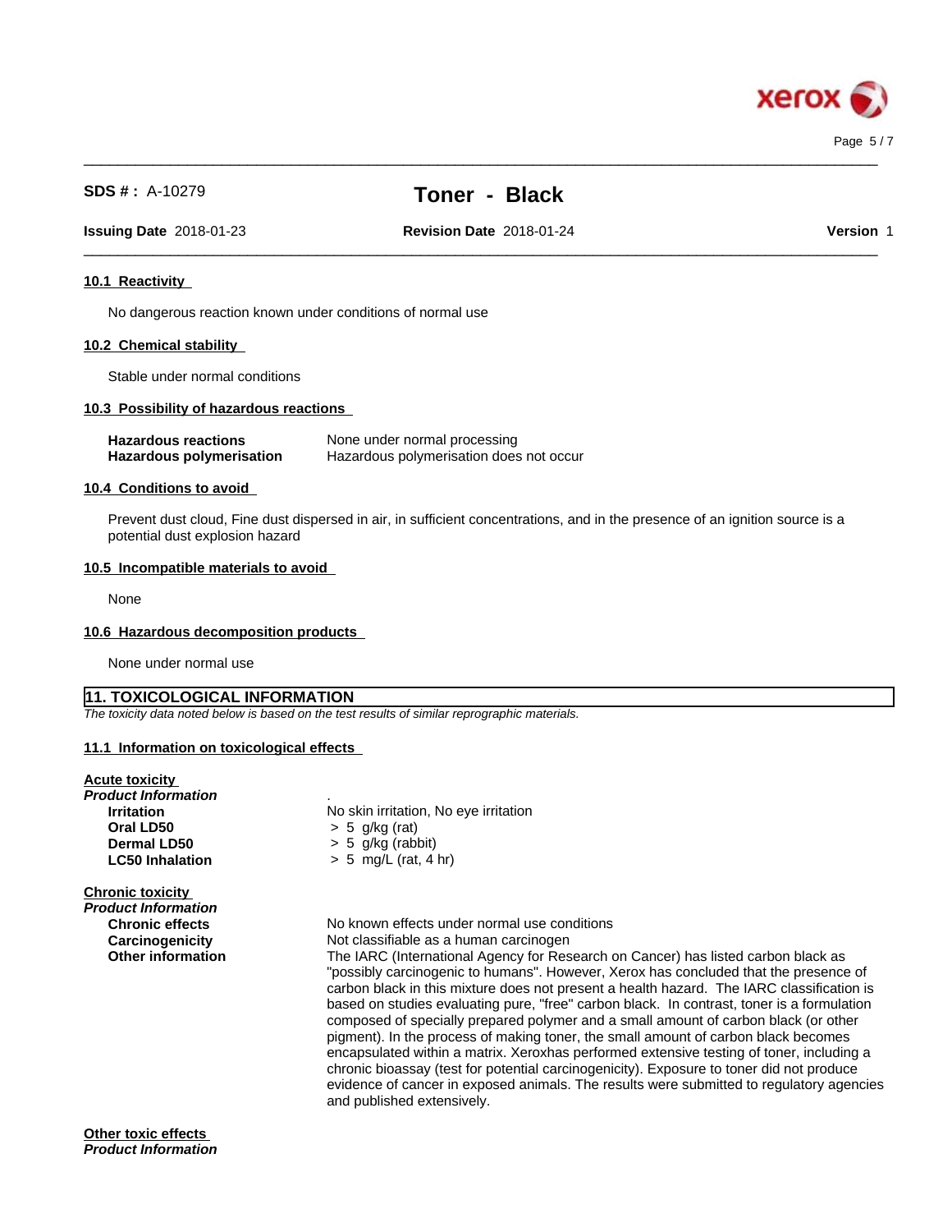### 10.1 Reactivity

No dangerous reaction known under conditions of normal use

### 10.2 Chemical stability

Stable under normal conditions

### 10.3 Possibility of hazardous reactions

| | |
|---|---|
| **Hazardous reactions** | None under normal processing |
| **Hazardous polymerisation** | Hazardous polymerisation does not occur |

### 10.4 Conditions to avoid

Prevent dust cloud, Fine dust dispersed in air, in sufficient concentrations, and in the presence of an ignition source is a potential dust explosion hazard

### 10.5 Incompatible materials to avoid

None

### 10.6 Hazardous decomposition products

None under normal use

## 11. TOXICOLOGICAL INFORMATION

*The toxicity data noted below is based on the test results of similar reprographic materials.*

### 11.1 Information on toxicological effects

**Acute toxicity**

***Product Information*** .

| | |
|---|---|
| **Irritation** | No skin irritation, No eye irritation |
| **Oral LD50** | > 5 g/kg (rat) |
| **Dermal LD50** | > 5 g/kg (rabbit) |
| **LC50 Inhalation** | > 5 mg/L (rat, 4 hr) |

**Chronic toxicity**

***Product Information***

| | |
|---|---|
| **Chronic effects** | No known effects under normal use conditions |
| **Carcinogenicity** | Not classifiable as a human carcinogen |
| **Other information** | The IARC (International Agency for Research on Cancer) has listed carbon black as "possibly carcinogenic to humans". However, Xerox has concluded that the presence of carbon black in this mixture does not present a health hazard. The IARC classification is based on studies evaluating pure, "free" carbon black. In contrast, toner is a formulation composed of specially prepared polymer and a small amount of carbon black (or other pigment). In the process of making toner, the small amount of carbon black becomes encapsulated within a matrix. Xeroxhas performed extensive testing of toner, including a chronic bioassay (test for potential carcinogenicity). Exposure to toner did not produce evidence of cancer in exposed animals. The results were submitted to regulatory agencies and published extensively. |

**Other toxic effects**

***Product Information***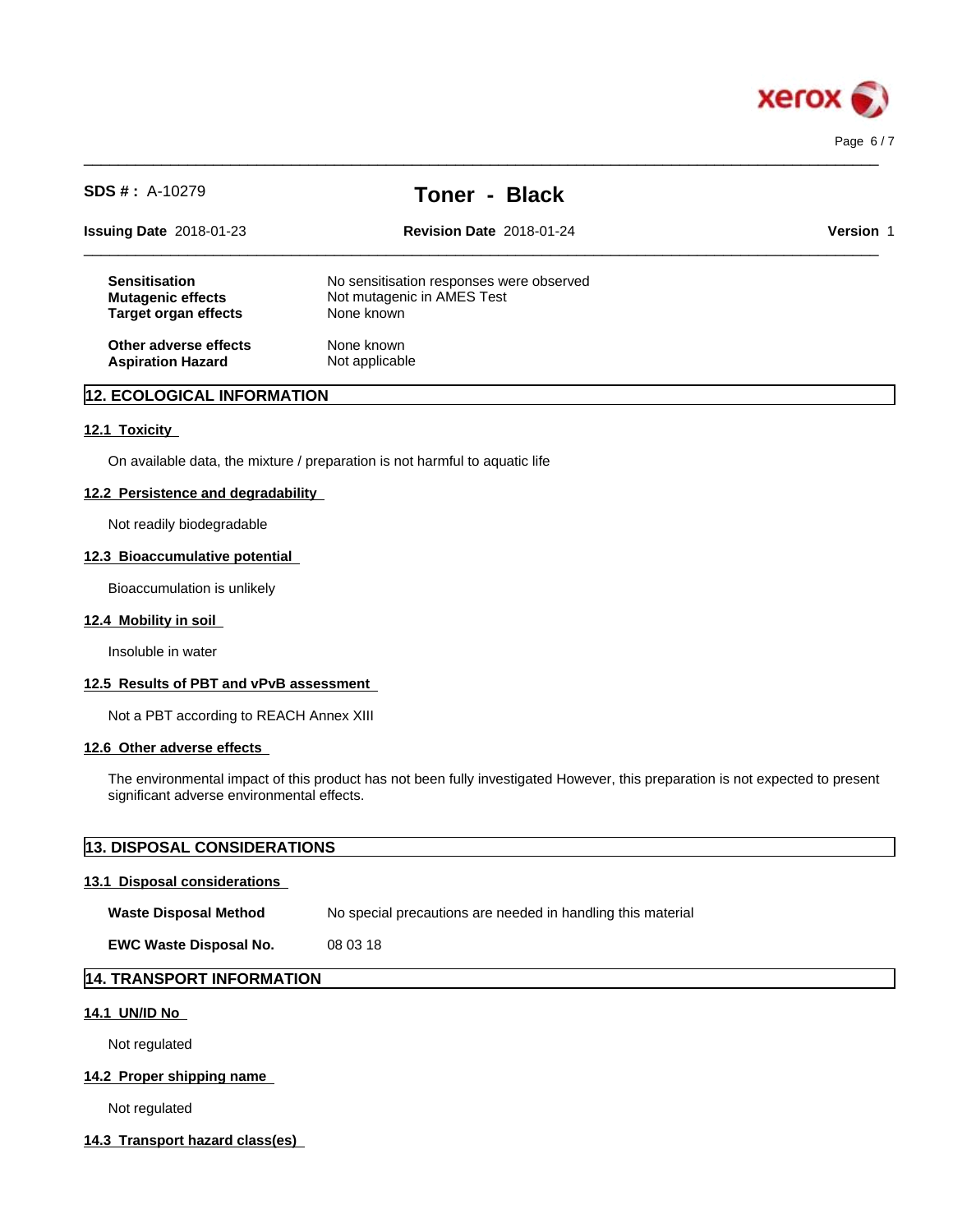| | |
|---|---|
| **Sensitisation** | No sensitisation responses were observed |
| **Mutagenic effects** | Not mutagenic in AMES Test |
| **Target organ effects** | None known |
| **Other adverse effects** | None known |
| **Aspiration Hazard** | Not applicable |

## 12. ECOLOGICAL INFORMATION

### 12.1 Toxicity

On available data, the mixture / preparation is not harmful to aquatic life

### 12.2 Persistence and degradability

Not readily biodegradable

### 12.3 Bioaccumulative potential

Bioaccumulation is unlikely

### 12.4 Mobility in soil

Insoluble in water

### 12.5 Results of PBT and vPvB assessment

Not a PBT according to REACH Annex XIII

### 12.6 Other adverse effects

The environmental impact of this product has not been fully investigated However, this preparation is not expected to present significant adverse environmental effects.

## 13. DISPOSAL CONSIDERATIONS

### 13.1 Disposal considerations

| | |
|---|---|
| **Waste Disposal Method** | No special precautions are needed in handling this material |
| **EWC Waste Disposal No.** | 08 03 18 |

## 14. TRANSPORT INFORMATION

### 14.1 UN/ID No

Not regulated

### 14.2 Proper shipping name

Not regulated

### 14.3 Transport hazard class(es)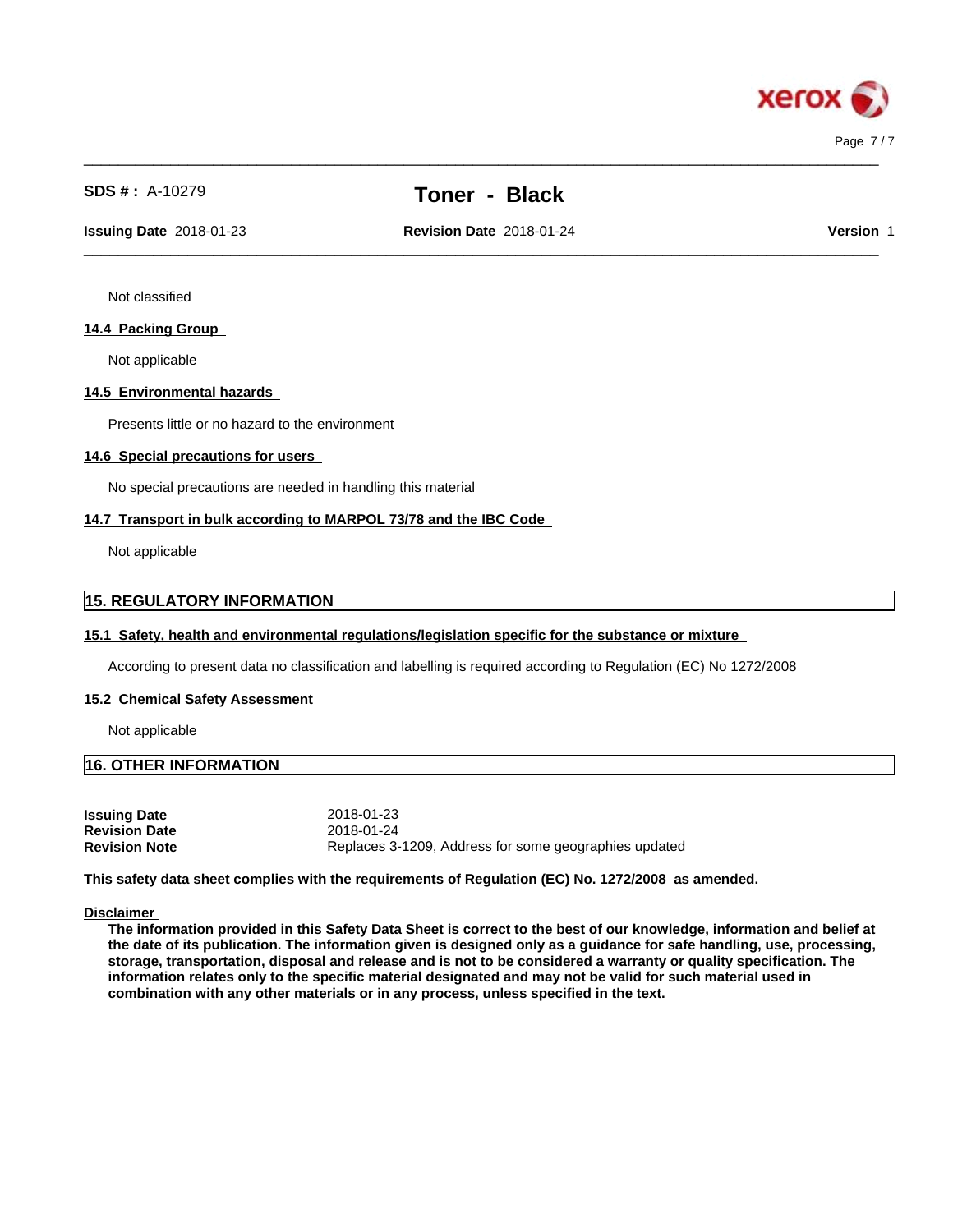Not classified

### 14.4 Packing Group

Not applicable

### 14.5 Environmental hazards

Presents little or no hazard to the environment

### 14.6 Special precautions for users

No special precautions are needed in handling this material

### 14.7 Transport in bulk according to MARPOL 73/78 and the IBC Code

Not applicable

## 15. REGULATORY INFORMATION

### 15.1 Safety, health and environmental regulations/legislation specific for the substance or mixture

According to present data no classification and labelling is required according to Regulation (EC) No 1272/2008

### 15.2 Chemical Safety Assessment

Not applicable

## 16. OTHER INFORMATION

| | |
|---|---|
| **Issuing Date** | 2018-01-23 |
| **Revision Date** | 2018-01-24 |
| **Revision Note** | Replaces 3-1209, Address for some geographies updated |

**This safety data sheet complies with the requirements of Regulation (EC) No. 1272/2008 as amended.**

### Disclaimer

**The information provided in this Safety Data Sheet is correct to the best of our knowledge, information and belief at the date of its publication. The information given is designed only as a guidance for safe handling, use, processing, storage, transportation, disposal and release and is not to be considered a warranty or quality specification. The information relates only to the specific material designated and may not be valid for such material used in combination with any other materials or in any process, unless specified in the text.**